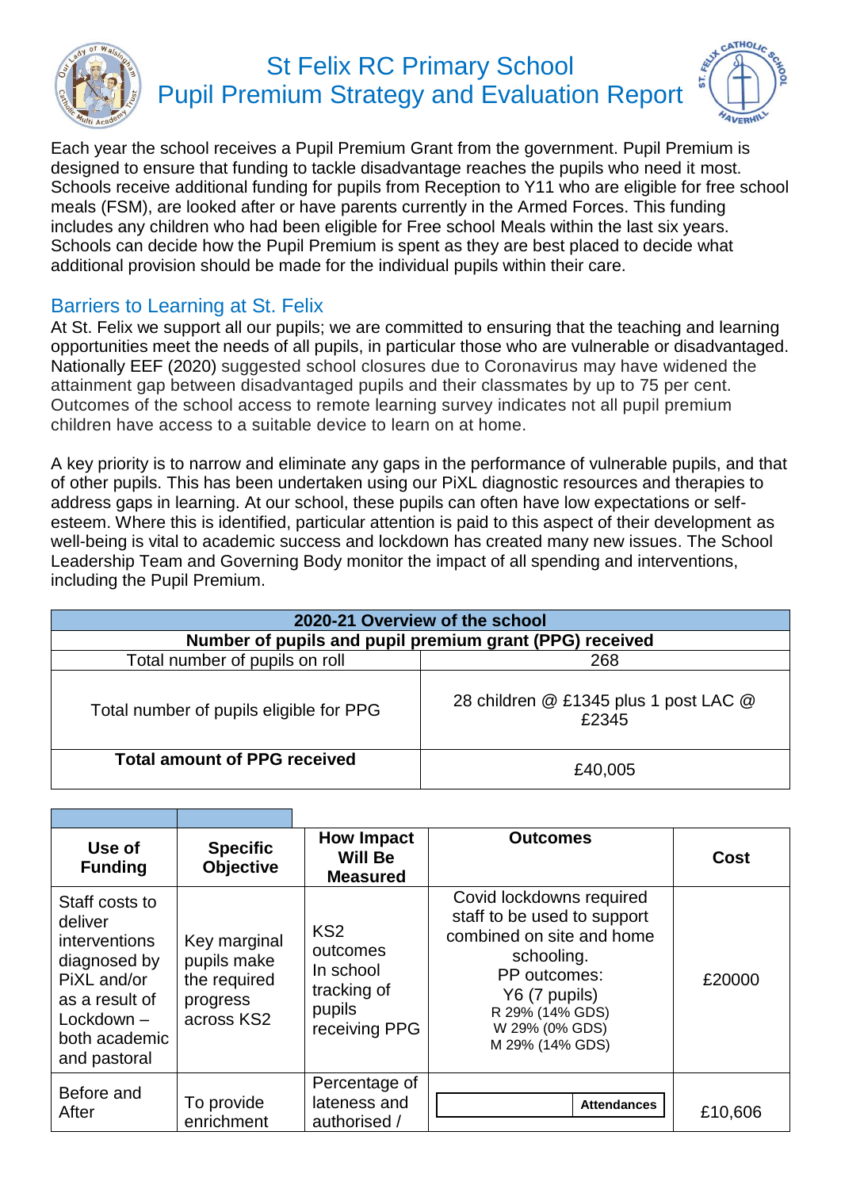# St Felix RC Primary School
## Pupil Premium Strategy and Evaluation Report

Each year the school receives a Pupil Premium Grant from the government. Pupil Premium is designed to ensure that funding to tackle disadvantage reaches the pupils who need it most. Schools receive additional funding for pupils from Reception to Y11 who are eligible for free school meals (FSM), are looked after or have parents currently in the Armed Forces. This funding includes any children who had been eligible for Free school Meals within the last six years. Schools can decide how the Pupil Premium is spent as they are best placed to decide what additional provision should be made for the individual pupils within their care.

## Barriers to Learning at St. Felix

At St. Felix we support all our pupils; we are committed to ensuring that the teaching and learning opportunities meet the needs of all pupils, in particular those who are vulnerable or disadvantaged. Nationally EEF (2020) suggested school closures due to Coronavirus may have widened the attainment gap between disadvantaged pupils and their classmates by up to 75 per cent. Outcomes of the school access to remote learning survey indicates not all pupil premium children have access to a suitable device to learn on at home.

A key priority is to narrow and eliminate any gaps in the performance of vulnerable pupils, and that of other pupils. This has been undertaken using our PiXL diagnostic resources and therapies to address gaps in learning. At our school, these pupils can often have low expectations or self-esteem. Where this is identified, particular attention is paid to this aspect of their development as well-being is vital to academic success and lockdown has created many new issues. The School Leadership Team and Governing Body monitor the impact of all spending and interventions, including the Pupil Premium.

| 2020-21 Overview of the school | |
|---|---|
| **Number of pupils and pupil premium grant (PPG) received** | |
| Total number of pupils on roll | 268 |
| Total number of pupils eligible for PPG | 28 children @ £1345 plus 1 post LAC @ £2345 |
| **Total amount of PPG received** | £40,005 |

| Use of Funding | Specific Objective | How Impact Will Be Measured | Outcomes | Cost |
|---|---|---|---|---|
| Staff costs to deliver interventions diagnosed by PiXL and/or as a result of Lockdown – both academic and pastoral | Key marginal pupils make the required progress across KS2 | KS2 outcomes In school tracking of pupils receiving PPG | Covid lockdowns required staff to be used to support combined on site and home schooling. PP outcomes: Y6 (7 pupils) R 29% (14% GDS) W 29% (0% GDS) M 29% (14% GDS) | £20000 |
| Before and After | To provide enrichment | Percentage of lateness and authorised / | **Attendances** | £10,606 |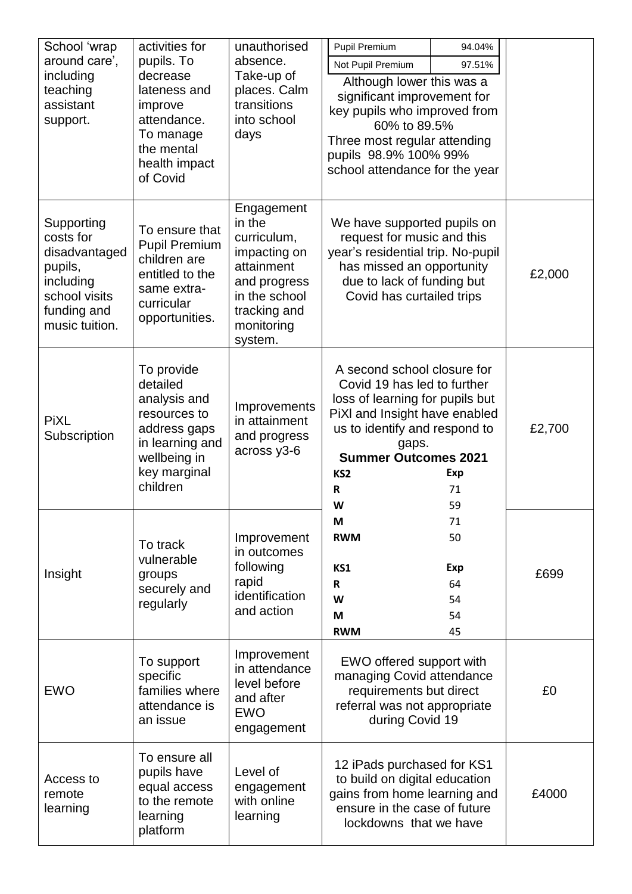| | | | | |
|---|---|---|---|---|
| School 'wrap around care', including teaching assistant support. | activities for pupils. To decrease lateness and improve attendance. To manage the mental health impact of Covid | unauthorised absence. Take-up of places. Calm transitions into school days | Pupil Premium 94.04%<br>Not Pupil Premium 97.51%<br>Although lower this was a significant improvement for key pupils who improved from 60% to 89.5%<br>Three most regular attending pupils 98.9% 100% 99% school attendance for the year | |
| Supporting costs for disadvantaged pupils, including school visits funding and music tuition. | To ensure that Pupil Premium children are entitled to the same extra-curricular opportunities. | Engagement in the curriculum, impacting on attainment and progress in the school tracking and monitoring system. | We have supported pupils on request for music and this year's residential trip. No-pupil has missed an opportunity due to lack of funding but Covid has curtailed trips | £2,000 |
| PiXL Subscription | To provide detailed analysis and resources to address gaps in learning and wellbeing in key marginal children | Improvements in attainment and progress across y3-6 | A second school closure for Covid 19 has led to further loss of learning for pupils but PiXl and Insight have enabled us to identify and respond to gaps.<br>**Summer Outcomes 2021**<br>**KS2** **Exp**<br>**R** 71<br>**W** 59<br>**M** 71<br>**RWM** 50<br><br>**KS1** **Exp**<br>**R** 64<br>**W** 54<br>**M** 54<br>**RWM** 45 | £2,700 |
| Insight | To track vulnerable groups securely and regularly | Improvement in outcomes following rapid identification and action | | £699 |
| EWO | To support specific families where attendance is an issue | Improvement in attendance level before and after EWO engagement | EWO offered support with managing Covid attendance requirements but direct referral was not appropriate during Covid 19 | £0 |
| Access to remote learning | To ensure all pupils have equal access to the remote learning platform | Level of engagement with online learning | 12 iPads purchased for KS1 to build on digital education gains from home learning and ensure in the case of future lockdowns that we have | £4000 |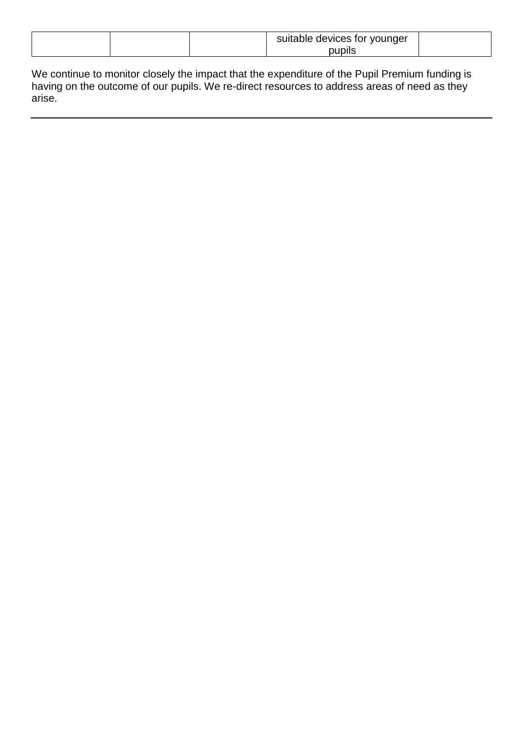| | | | | |
|---|---|---|---|---|
| | | | suitable devices for younger pupils | |

We continue to monitor closely the impact that the expenditure of the Pupil Premium funding is having on the outcome of our pupils. We re-direct resources to address areas of need as they arise.

---